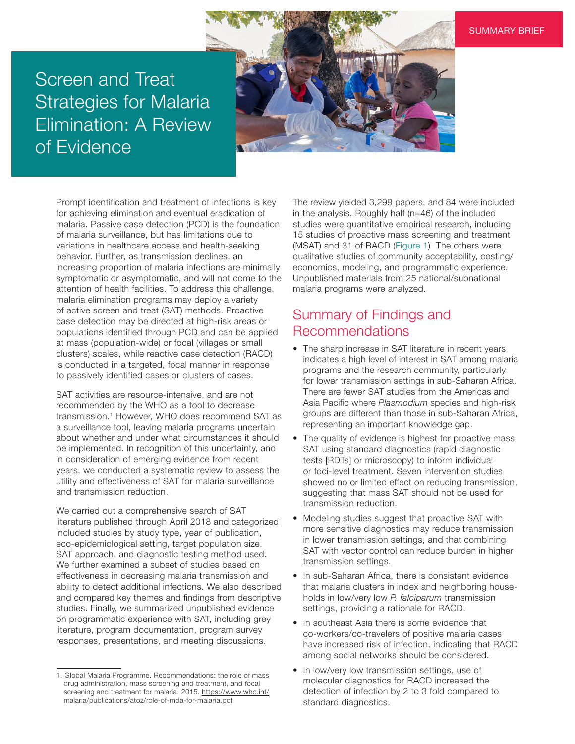SUMMARY BRIEF

# Screen and Treat Strategies for Malaria Elimination: A Review of Evidence

Prompt identification and treatment of infections is key for achieving elimination and eventual eradication of malaria. Passive case detection (PCD) is the foundation of malaria surveillance, but has limitations due to variations in healthcare access and health-seeking behavior. Further, as transmission declines, an increasing proportion of malaria infections are minimally symptomatic or asymptomatic, and will not come to the attention of health facilities. To address this challenge, malaria elimination programs may deploy a variety of active screen and treat (SAT) methods. Proactive case detection may be directed at high-risk areas or populations identified through PCD and can be applied at mass (population-wide) or focal (villages or small clusters) scales, while reactive case detection (RACD) is conducted in a targeted, focal manner in response to passively identified cases or clusters of cases.

SAT activities are resource-intensive, and are not recommended by the WHO as a tool to decrease transmission.[1] However, WHO does recommend SAT as a surveillance tool, leaving malaria programs uncertain about whether and under what circumstances it should be implemented. In recognition of this uncertainty, and in consideration of emerging evidence from recent years, we conducted a systematic review to assess the utility and effectiveness of SAT for malaria surveillance and transmission reduction.

We carried out a comprehensive search of SAT literature published through April 2018 and categorized included studies by study type, year of publication, eco-epidemiological setting, target population size, SAT approach, and diagnostic testing method used. We further examined a subset of studies based on effectiveness in decreasing malaria transmission and ability to detect additional infections. We also described and compared key themes and findings from descriptive studies. Finally, we summarized unpublished evidence on programmatic experience with SAT, including grey literature, program documentation, program survey responses, presentations, and meeting discussions.

The review yielded 3,299 papers, and 84 were included in the analysis. Roughly half (n=46) of the included studies were quantitative empirical research, including 15 studies of proactive mass screening and treatment (MSAT) and 31 of RACD (Figure 1). The others were qualitative studies of community acceptability, costing/economics, modeling, and programmatic experience. Unpublished materials from 25 national/subnational malaria programs were analyzed.

## Summary of Findings and Recommendations

- The sharp increase in SAT literature in recent years indicates a high level of interest in SAT among malaria programs and the research community, particularly for lower transmission settings in sub-Saharan Africa. There are fewer SAT studies from the Americas and Asia Pacific where *Plasmodium* species and high-risk groups are different than those in sub-Saharan Africa, representing an important knowledge gap.
- The quality of evidence is highest for proactive mass SAT using standard diagnostics (rapid diagnostic tests [RDTs] or microscopy) to inform individual or foci-level treatment. Seven intervention studies showed no or limited effect on reducing transmission, suggesting that mass SAT should not be used for transmission reduction.
- Modeling studies suggest that proactive SAT with more sensitive diagnostics may reduce transmission in lower transmission settings, and that combining SAT with vector control can reduce burden in higher transmission settings.
- In sub-Saharan Africa, there is consistent evidence that malaria clusters in index and neighboring households in low/very low *P. falciparum* transmission settings, providing a rationale for RACD.
- In southeast Asia there is some evidence that co-workers/co-travelers of positive malaria cases have increased risk of infection, indicating that RACD among social networks should be considered.
- In low/very low transmission settings, use of molecular diagnostics for RACD increased the detection of infection by 2 to 3 fold compared to standard diagnostics.

1. Global Malaria Programme. Recommendations: the role of mass drug administration, mass screening and treatment, and focal screening and treatment for malaria. 2015. https://www.who.int/malaria/publications/atoz/role-of-mda-for-malaria.pdf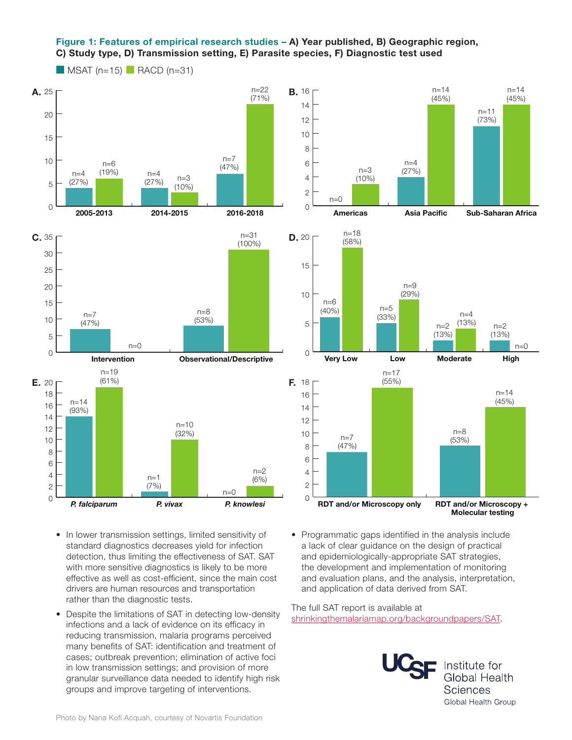**Figure 1: Features of empirical research studies – A) Year published, B) Geographic region, C) Study type, D) Transmission setting, E) Parasite species, F) Diagnostic test used**

MSAT (n=15) RACD (n=31)

A.
25
20
15
10
5
0
2005-2013: n=4 (27%) n=6 (19%)
2014-2015: n=4 (27%) n=3 (10%)
2016-2018: n=7 (47%) n=22 (71%)

B.
16
14
12
10
8
6
4
2
0
Americas: n=0 n=3 (10%)
Asia Pacific: n=4 (27%) n=14 (45%)
Sub-Saharan Africa: n=11 (73%) n=14 (45%)

C.
35
30
25
20
15
10
5
0
Intervention: n=7 (47%) n=0
Observational/Descriptive: n=8 (53%) n=31 (100%)

D.
20
15
10
5
0
Very Low: n=6 (40%) n=18 (58%)
Low: n=5 (33%) n=9 (29%)
Moderate: n=2 (13%) n=4 (13%)
High: n=2 (13%) n=0

E.
20
18
16
14
12
10
8
6
4
2
0
*P. falciparum*: n=14 (93%) n=19 (61%)
*P. vivax*: n=1 (7%) n=10 (32%)
*P. knowlesi*: n=0 n=2 (6%)

F.
18
16
14
12
10
8
6
4
2
0
RDT and/or Microscopy only: n=7 (47%) n=17 (55%)
RDT and/or Microscopy + Molecular testing: n=8 (53%) n=14 (45%)

- In lower transmission settings, limited sensitivity of standard diagnostics decreases yield for infection detection, thus limiting the effectiveness of SAT. SAT with more sensitive diagnostics is likely to be more effective as well as cost-efficient, since the main cost drivers are human resources and transportation rather than the diagnostic tests.
- Despite the limitations of SAT in detecting low-density infections and a lack of evidence on its efficacy in reducing transmission, malaria programs perceived many benefits of SAT: identification and treatment of cases; outbreak prevention; elimination of active foci in low transmission settings; and provision of more granular surveillance data needed to identify high risk groups and improve targeting of interventions.
- Programmatic gaps identified in the analysis include a lack of clear guidance on the design of practical and epidemiologically-appropriate SAT strategies, the development and implementation of monitoring and evaluation plans, and the analysis, interpretation, and application of data derived from SAT.

The full SAT report is available at shrinkingthemalariamap.org/backgroundpapers/SAT.

UCSF Institute for Global Health Sciences
Global Health Group

Photo by Nana Kofi Acquah, courtesy of Novartis Foundation